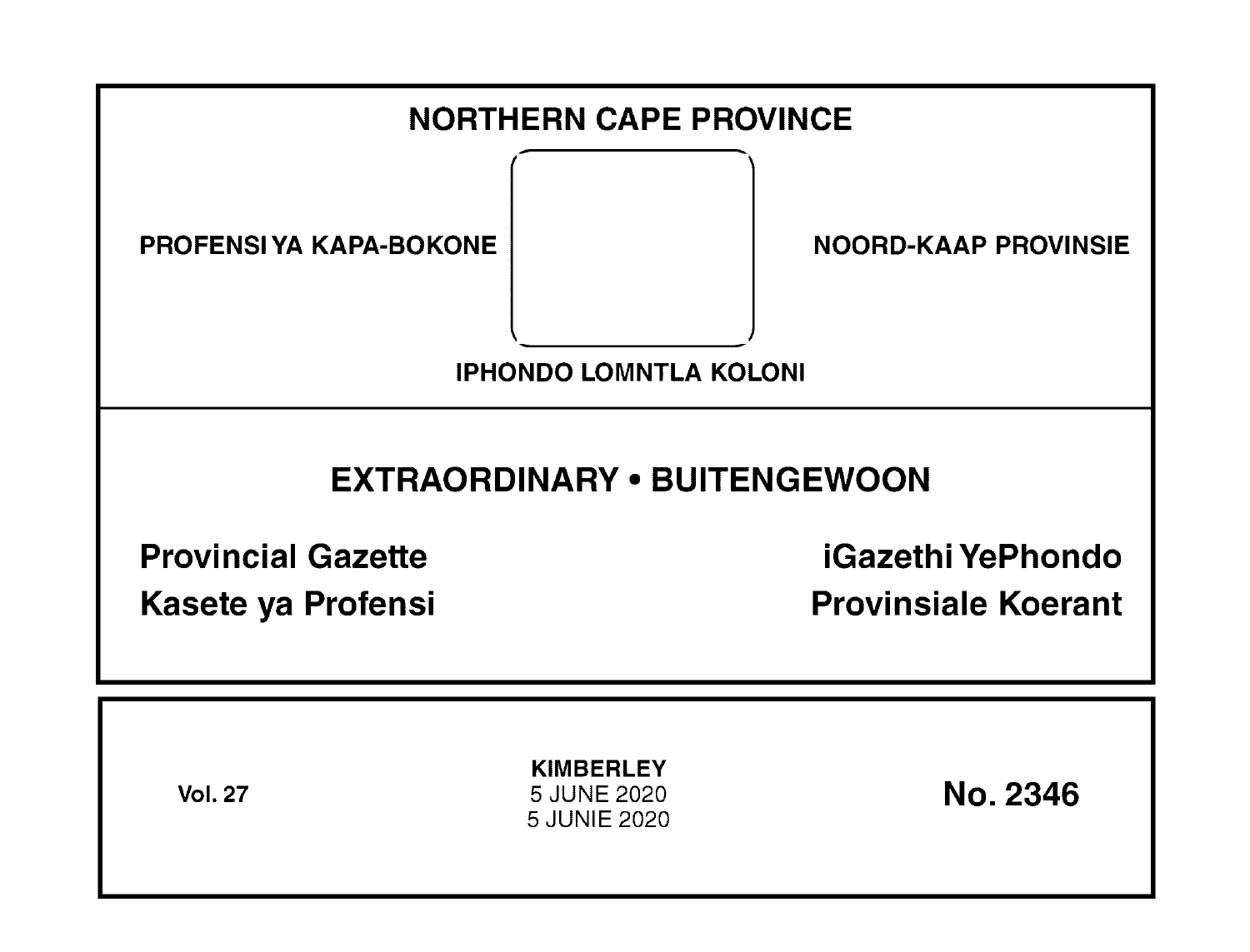# NORTHERN CAPE PROVINCE

PROFENSI YA KAPA-BOKONE

NOORD-KAAP PROVINSIE

IPHONDO LOMNTLA KOLONI

## EXTRAORDINARY • BUITENGEWOON

**Provincial Gazette**

**iGazethi YePhondo**

**Kasete ya Profensi**

**Provinsiale Koerant**

**Vol. 27**

**KIMBERLEY**
5 JUNE 2020
5 JUNIE 2020

**No. 2346**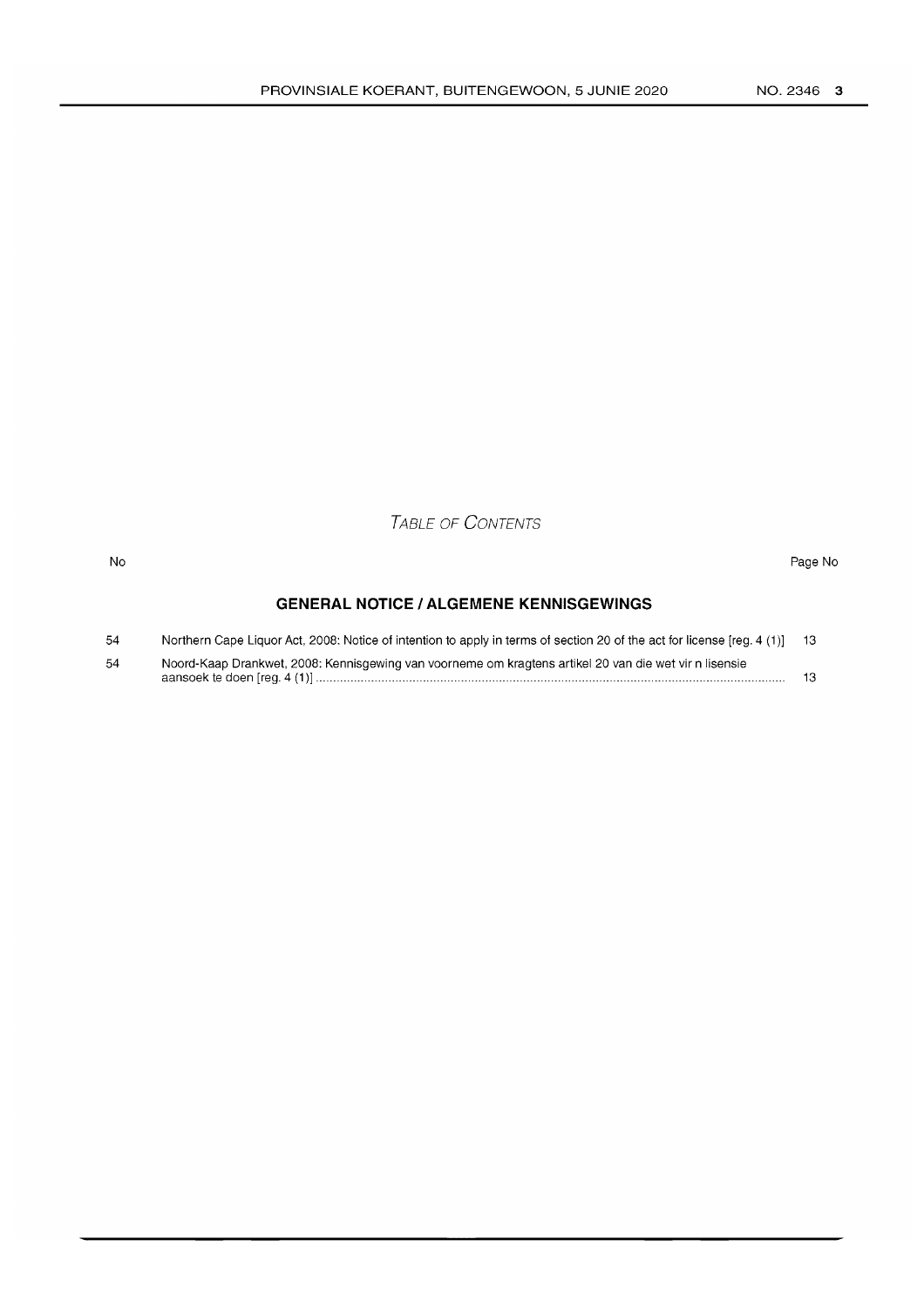## TABLE OF CONTENTS

| No | | Page No |
|---|---|---|
| | **GENERAL NOTICE / ALGEMENE KENNISGEWINGS** | |
| 54 | Northern Cape Liquor Act, 2008: Notice of intention to apply in terms of section 20 of the act for license [reg. 4 (1)] | 13 |
| 54 | Noord-Kaap Drankwet, 2008: Kennisgewing van voorneme om kragtens artikel 20 van die wet vir n lisensie aansoek te doen [reg. 4 (1)] | 13 |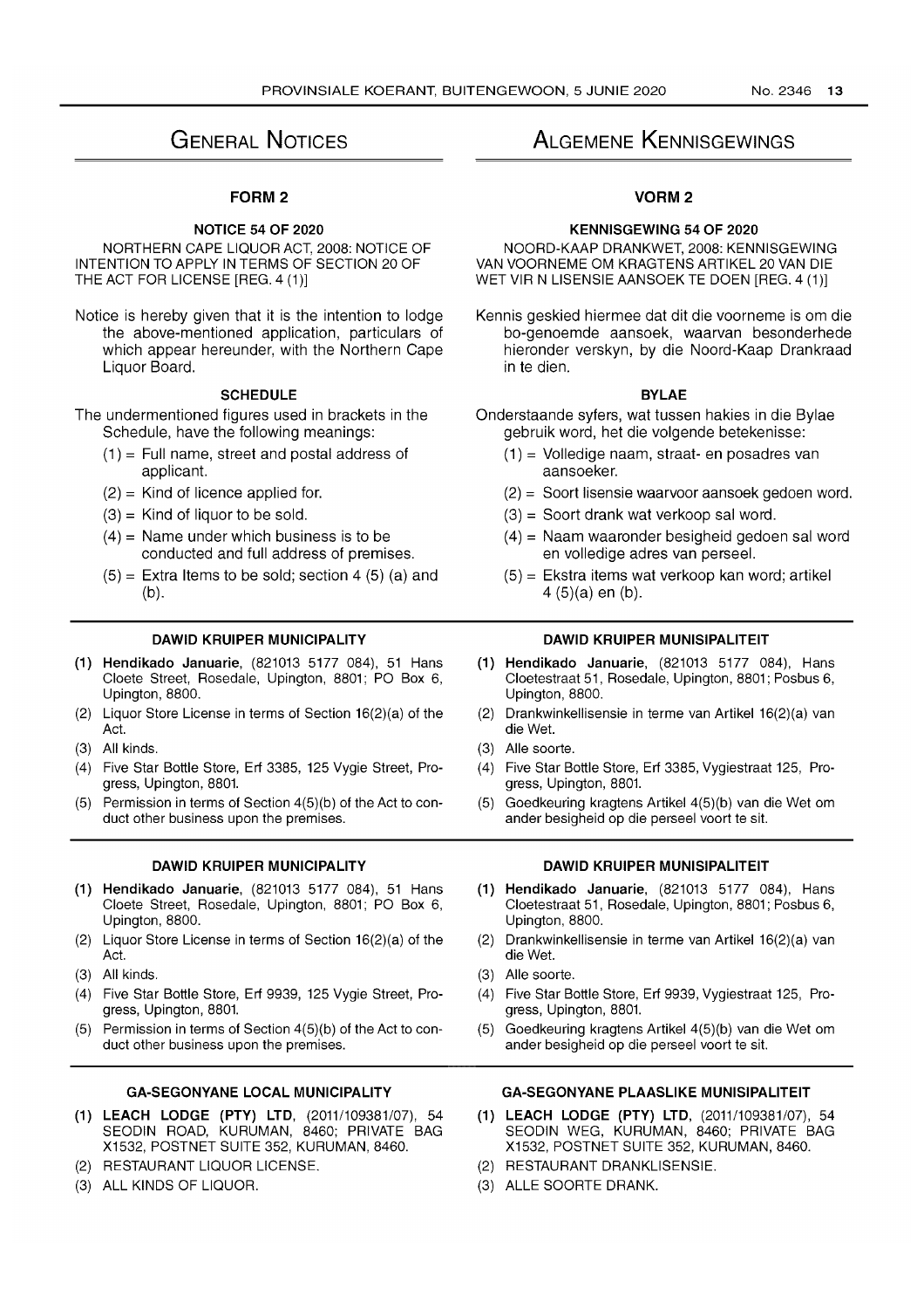# General Notices

## FORM 2

### NOTICE 54 OF 2020

NORTHERN CAPE LIQUOR ACT, 2008: NOTICE OF INTENTION TO APPLY IN TERMS OF SECTION 20 OF THE ACT FOR LICENSE [REG. 4 (1)]

Notice is hereby given that it is the intention to lodge the above-mentioned application, particulars of which appear hereunder, with the Northern Cape Liquor Board.

### SCHEDULE

The undermentioned figures used in brackets in the Schedule, have the following meanings:

(1) = Full name, street and postal address of applicant.

(2) = Kind of licence applied for.

(3) = Kind of liquor to be sold.

(4) = Name under which business is to be conducted and full address of premises.

(5) = Extra Items to be sold; section 4 (5) (a) and (b).

#### DAWID KRUIPER MUNICIPALITY

(1) **Hendikado Januarie**, (821013 5177 084), 51 Hans Cloete Street, Rosedale, Upington, 8801; PO Box 6, Upington, 8800.

(2) Liquor Store License in terms of Section 16(2)(a) of the Act.

(3) All kinds.

(4) Five Star Bottle Store, Erf 3385, 125 Vygie Street, Progress, Upington, 8801.

(5) Permission in terms of Section 4(5)(b) of the Act to conduct other business upon the premises.

#### DAWID KRUIPER MUNICIPALITY

(1) **Hendikado Januarie**, (821013 5177 084), 51 Hans Cloete Street, Rosedale, Upington, 8801; PO Box 6, Upington, 8800.

(2) Liquor Store License in terms of Section 16(2)(a) of the Act.

(3) All kinds.

(4) Five Star Bottle Store, Erf 9939, 125 Vygie Street, Progress, Upington, 8801.

(5) Permission in terms of Section 4(5)(b) of the Act to conduct other business upon the premises.

#### GA-SEGONYANE LOCAL MUNICIPALITY

(1) **LEACH LODGE (PTY) LTD**, (2011/109381/07), 54 SEODIN ROAD, KURUMAN, 8460; PRIVATE BAG X1532, POSTNET SUITE 352, KURUMAN, 8460.

(2) RESTAURANT LIQUOR LICENSE.

(3) ALL KINDS OF LIQUOR.

# Algemene Kennisgewings

## VORM 2

### KENNISGEWING 54 OF 2020

NOORD-KAAP DRANKWET, 2008: KENNISGEWING VAN VOORNEME OM KRAGTENS ARTIKEL 20 VAN DIE WET VIR N LISENSIE AANSOEK TE DOEN [REG. 4 (1)]

Kennis geskied hiermee dat dit die voorneme is om die bo-genoemde aansoek, waarvan besonderhede hieronder verskyn, by die Noord-Kaap Drankraad in te dien.

### BYLAE

Onderstaande syfers, wat tussen hakies in die Bylae gebruik word, het die volgende betekenisse:

(1) = Volledige naam, straat- en posadres van aansoeker.

(2) = Soort lisensie waarvoor aansoek gedoen word.

(3) = Soort drank wat verkoop sal word.

(4) = Naam waaronder besigheid gedoen sal word en volledige adres van perseel.

(5) = Ekstra items wat verkoop kan word; artikel 4 (5)(a) en (b).

#### DAWID KRUIPER MUNISIPALITEIT

(1) **Hendikado Januarie**, (821013 5177 084), Hans Cloetestraat 51, Rosedale, Upington, 8801; Posbus 6, Upington, 8800.

(2) Drankwinkellisensie in terme van Artikel 16(2)(a) van die Wet.

(3) Alle soorte.

(4) Five Star Bottle Store, Erf 3385, Vygiestraat 125, Progress, Upington, 8801.

(5) Goedkeuring kragtens Artikel 4(5)(b) van die Wet om ander besigheid op die perseel voort te sit.

#### DAWID KRUIPER MUNISIPALITEIT

(1) **Hendikado Januarie**, (821013 5177 084), Hans Cloetestraat 51, Rosedale, Upington, 8801; Posbus 6, Upington, 8800.

(2) Drankwinkellisensie in terme van Artikel 16(2)(a) van die Wet.

(3) Alle soorte.

(4) Five Star Bottle Store, Erf 9939, Vygiestraat 125, Progress, Upington, 8801.

(5) Goedkeuring kragtens Artikel 4(5)(b) van die Wet om ander besigheid op die perseel voort te sit.

#### GA-SEGONYANE PLAASLIKE MUNISIPALITEIT

(1) **LEACH LODGE (PTY) LTD**, (2011/109381/07), 54 SEODIN WEG, KURUMAN, 8460; PRIVATE BAG X1532, POSTNET SUITE 352, KURUMAN, 8460.

(2) RESTAURANT DRANKLISENSIE.

(3) ALLE SOORTE DRANK.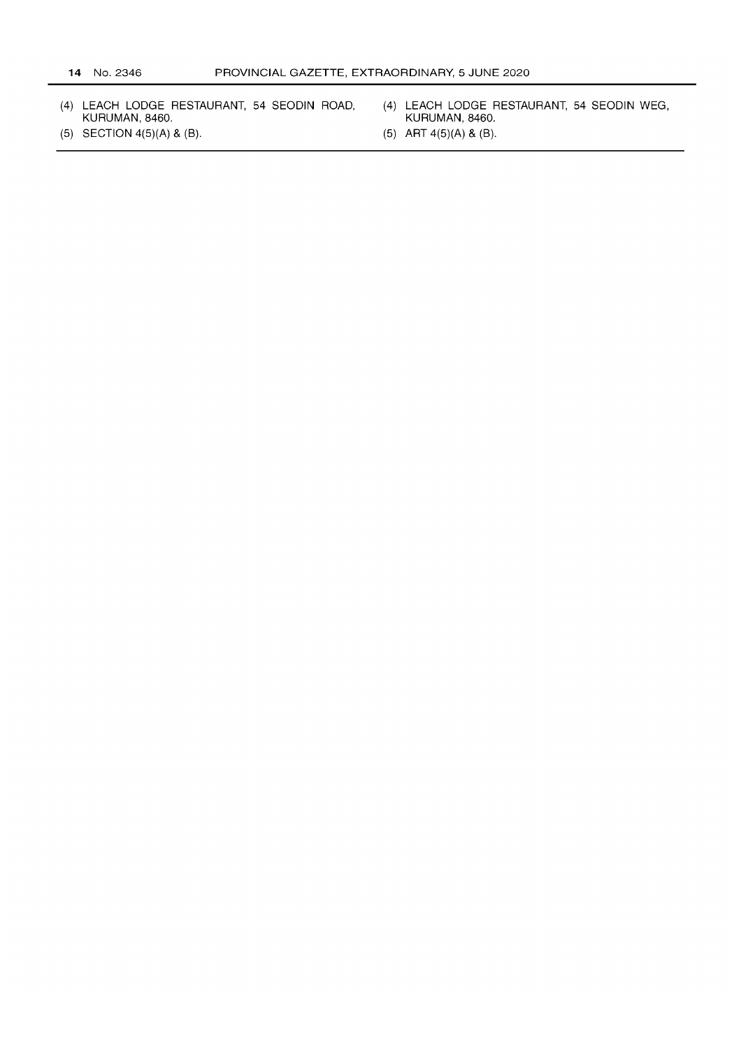(4) LEACH LODGE RESTAURANT, 54 SEODIN ROAD, KURUMAN, 8460.

(5) SECTION 4(5)(A) & (B).

(4) LEACH LODGE RESTAURANT, 54 SEODIN WEG, KURUMAN, 8460.

(5) ART 4(5)(A) & (B).